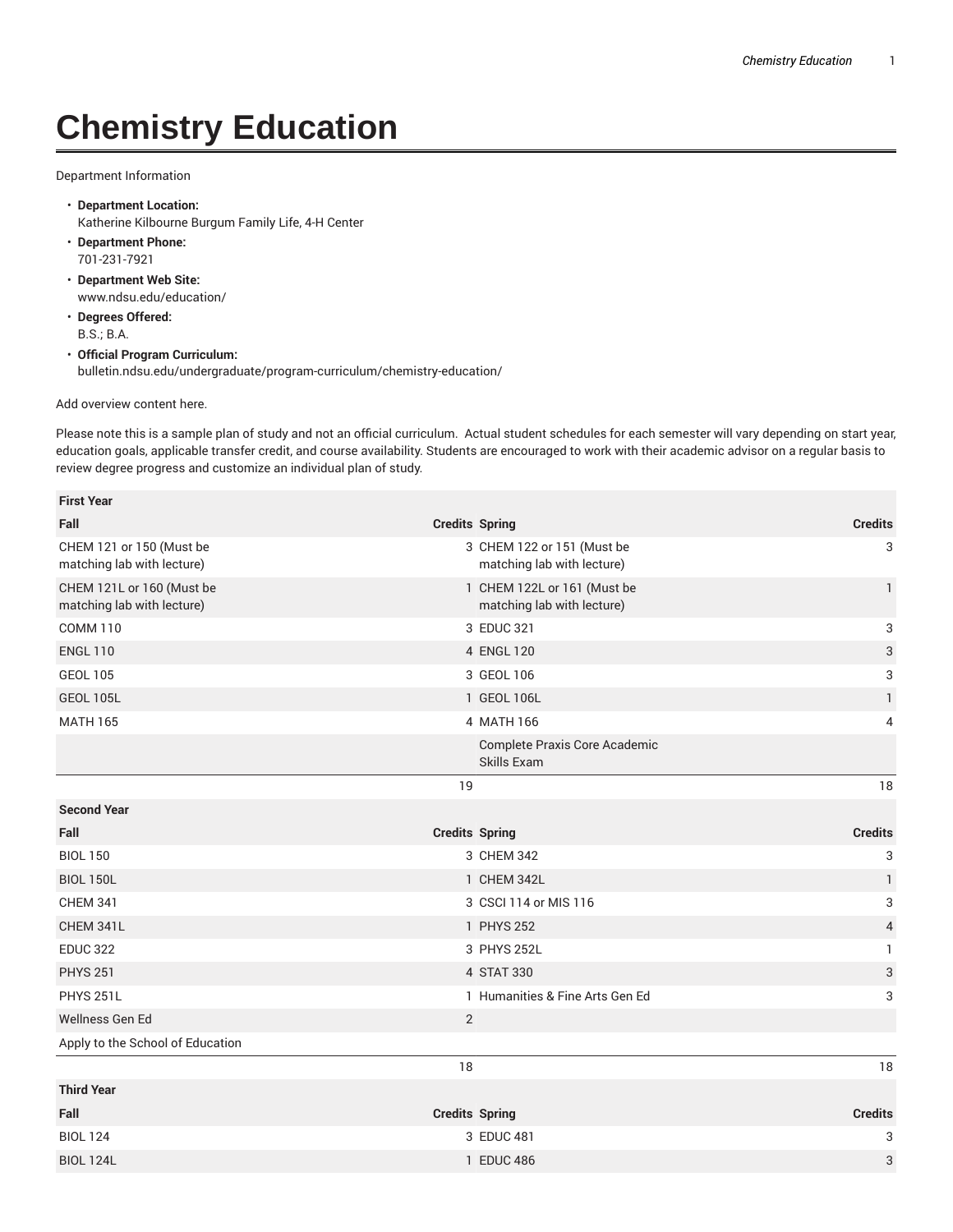#### Chemistry Education

Department Information

- **Department Location:**
  Katherine Kilbourne Burgum Family Life, 4-H Center
- **Department Phone:**
  701-231-7921
- **Department Web Site:**
  www.ndsu.edu/education/
- **Degrees Offered:**
  B.S.; B.A.
- **Official Program Curriculum:**
  bulletin.ndsu.edu/undergraduate/program-curriculum/chemistry-education/

Add overview content here.

Please note this is a sample plan of study and not an official curriculum. Actual student schedules for each semester will vary depending on start year, education goals, applicable transfer credit, and course availability. Students are encouraged to work with their academic advisor on a regular basis to review degree progress and customize an individual plan of study.

| First Year | | | |
|---|---|---|---|
| **Fall** | **Credits** | **Spring** | **Credits** |
| CHEM 121 or 150 (Must be matching lab with lecture) | 3 | CHEM 122 or 151 (Must be matching lab with lecture) | 3 |
| CHEM 121L or 160 (Must be matching lab with lecture) | 1 | CHEM 122L or 161 (Must be matching lab with lecture) | 1 |
| COMM 110 | 3 | EDUC 321 | 3 |
| ENGL 110 | 4 | ENGL 120 | 3 |
| GEOL 105 | 3 | GEOL 106 | 3 |
| GEOL 105L | 1 | GEOL 106L | 1 |
| MATH 165 | 4 | MATH 166 | 4 |
| | | Complete Praxis Core Academic Skills Exam | |
| | 19 | | 18 |
| **Second Year** | | | |
| **Fall** | **Credits** | **Spring** | **Credits** |
| BIOL 150 | 3 | CHEM 342 | 3 |
| BIOL 150L | 1 | CHEM 342L | 1 |
| CHEM 341 | 3 | CSCI 114 or MIS 116 | 3 |
| CHEM 341L | 1 | PHYS 252 | 4 |
| EDUC 322 | 3 | PHYS 252L | 1 |
| PHYS 251 | 4 | STAT 330 | 3 |
| PHYS 251L | 1 | Humanities & Fine Arts Gen Ed | 3 |
| Wellness Gen Ed | 2 | | |
| Apply to the School of Education | | | |
| | 18 | | 18 |
| **Third Year** | | | |
| **Fall** | **Credits** | **Spring** | **Credits** |
| BIOL 124 | 3 | EDUC 481 | 3 |
| BIOL 124L | 1 | EDUC 486 | 3 |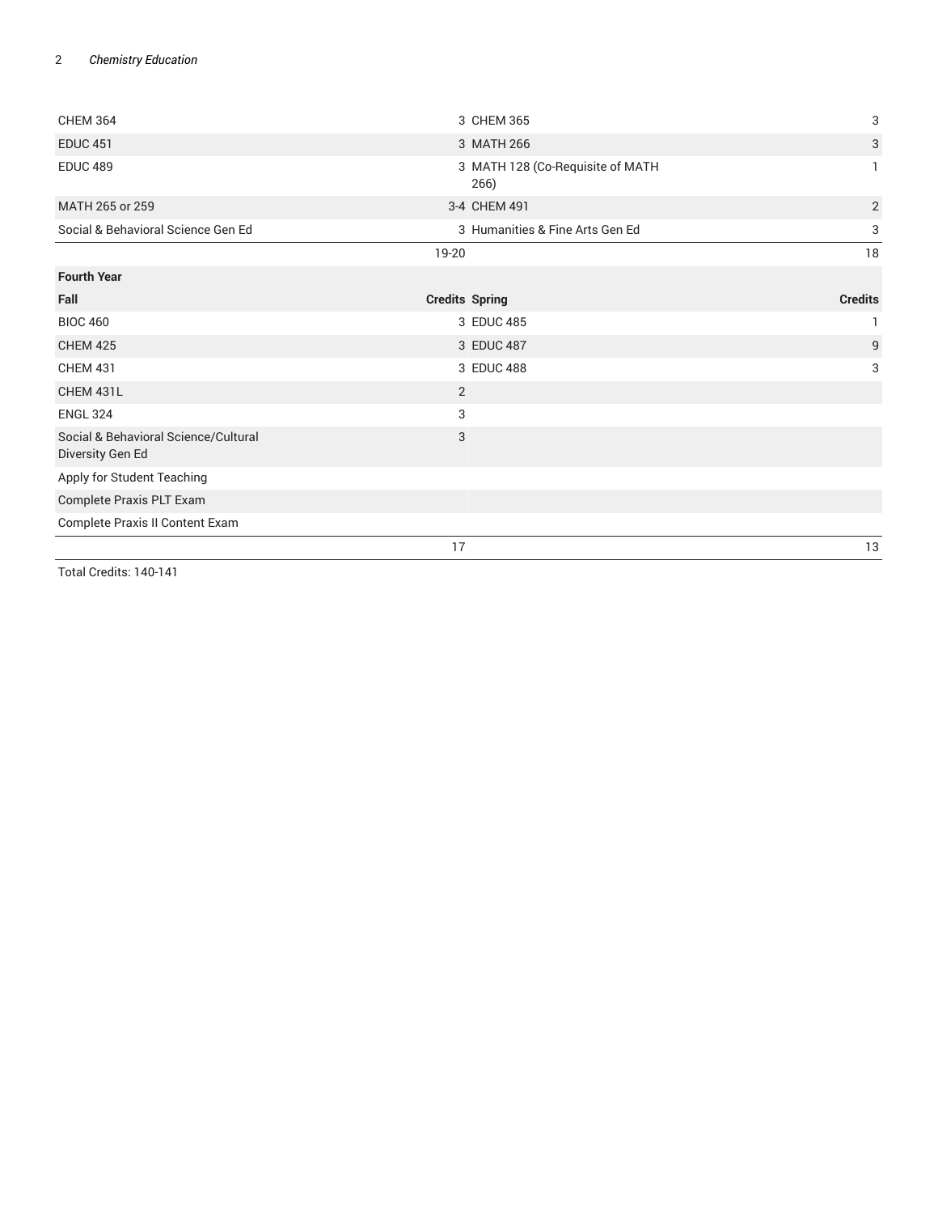| | | | |
|---|---|---|---|
| CHEM 364 | 3 | CHEM 365 | 3 |
| EDUC 451 | 3 | MATH 266 | 3 |
| EDUC 489 | 3 | MATH 128 (Co-Requisite of MATH 266) | 1 |
| MATH 265 or 259 | 3-4 | CHEM 491 | 2 |
| Social & Behavioral Science Gen Ed | 3 | Humanities & Fine Arts Gen Ed | 3 |
| | 19-20 | | 18 |
| **Fourth Year** | | | |
| **Fall** | **Credits** | **Spring** | **Credits** |
| BIOC 460 | 3 | EDUC 485 | 1 |
| CHEM 425 | 3 | EDUC 487 | 9 |
| CHEM 431 | 3 | EDUC 488 | 3 |
| CHEM 431L | 2 | | |
| ENGL 324 | 3 | | |
| Social & Behavioral Science/Cultural Diversity Gen Ed | 3 | | |
| Apply for Student Teaching | | | |
| Complete Praxis PLT Exam | | | |
| Complete Praxis II Content Exam | | | |
| | 17 | | 13 |

Total Credits: 140-141